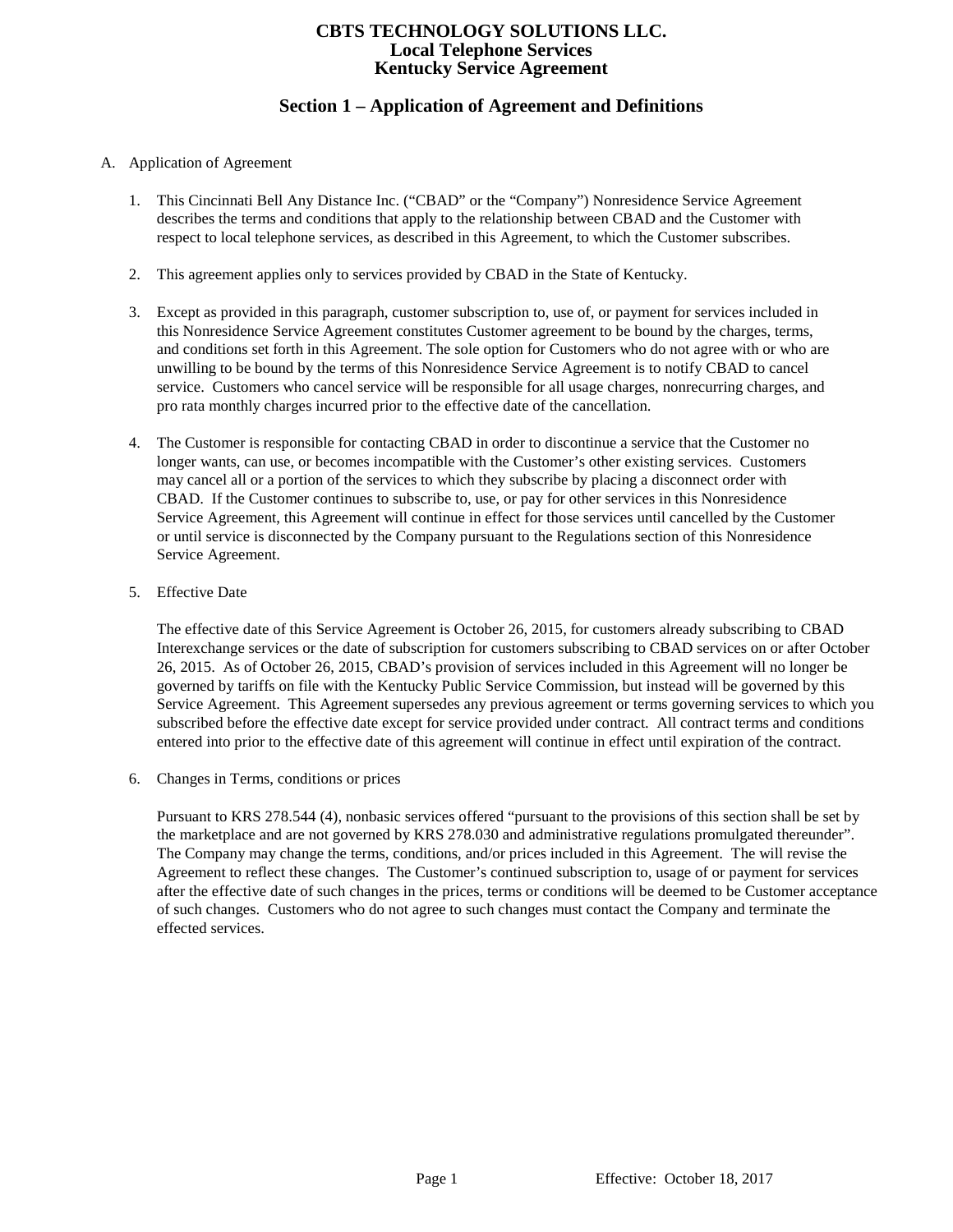# CBTS TECHNOLOGY SOLUTIONS LLC.
## Local Telephone Services
## Kentucky Service Agreement

## Section 1 – Application of Agreement and Definitions

A. Application of Agreement

1. This Cincinnati Bell Any Distance Inc. ("CBAD" or the "Company") Nonresidence Service Agreement describes the terms and conditions that apply to the relationship between CBAD and the Customer with respect to local telephone services, as described in this Agreement, to which the Customer subscribes.

2. This agreement applies only to services provided by CBAD in the State of Kentucky.

3. Except as provided in this paragraph, customer subscription to, use of, or payment for services included in this Nonresidence Service Agreement constitutes Customer agreement to be bound by the charges, terms, and conditions set forth in this Agreement. The sole option for Customers who do not agree with or who are unwilling to be bound by the terms of this Nonresidence Service Agreement is to notify CBAD to cancel service. Customers who cancel service will be responsible for all usage charges, nonrecurring charges, and pro rata monthly charges incurred prior to the effective date of the cancellation.

4. The Customer is responsible for contacting CBAD in order to discontinue a service that the Customer no longer wants, can use, or becomes incompatible with the Customer's other existing services. Customers may cancel all or a portion of the services to which they subscribe by placing a disconnect order with CBAD. If the Customer continues to subscribe to, use, or pay for other services in this Nonresidence Service Agreement, this Agreement will continue in effect for those services until cancelled by the Customer or until service is disconnected by the Company pursuant to the Regulations section of this Nonresidence Service Agreement.

5. Effective Date

   The effective date of this Service Agreement is October 26, 2015, for customers already subscribing to CBAD Interexchange services or the date of subscription for customers subscribing to CBAD services on or after October 26, 2015. As of October 26, 2015, CBAD's provision of services included in this Agreement will no longer be governed by tariffs on file with the Kentucky Public Service Commission, but instead will be governed by this Service Agreement. This Agreement supersedes any previous agreement or terms governing services to which you subscribed before the effective date except for service provided under contract. All contract terms and conditions entered into prior to the effective date of this agreement will continue in effect until expiration of the contract.

6. Changes in Terms, conditions or prices

   Pursuant to KRS 278.544 (4), nonbasic services offered "pursuant to the provisions of this section shall be set by the marketplace and are not governed by KRS 278.030 and administrative regulations promulgated thereunder". The Company may change the terms, conditions, and/or prices included in this Agreement. The will revise the Agreement to reflect these changes. The Customer's continued subscription to, usage of or payment for services after the effective date of such changes in the prices, terms or conditions will be deemed to be Customer acceptance of such changes. Customers who do not agree to such changes must contact the Company and terminate the effected services.

Effective: October 18, 2017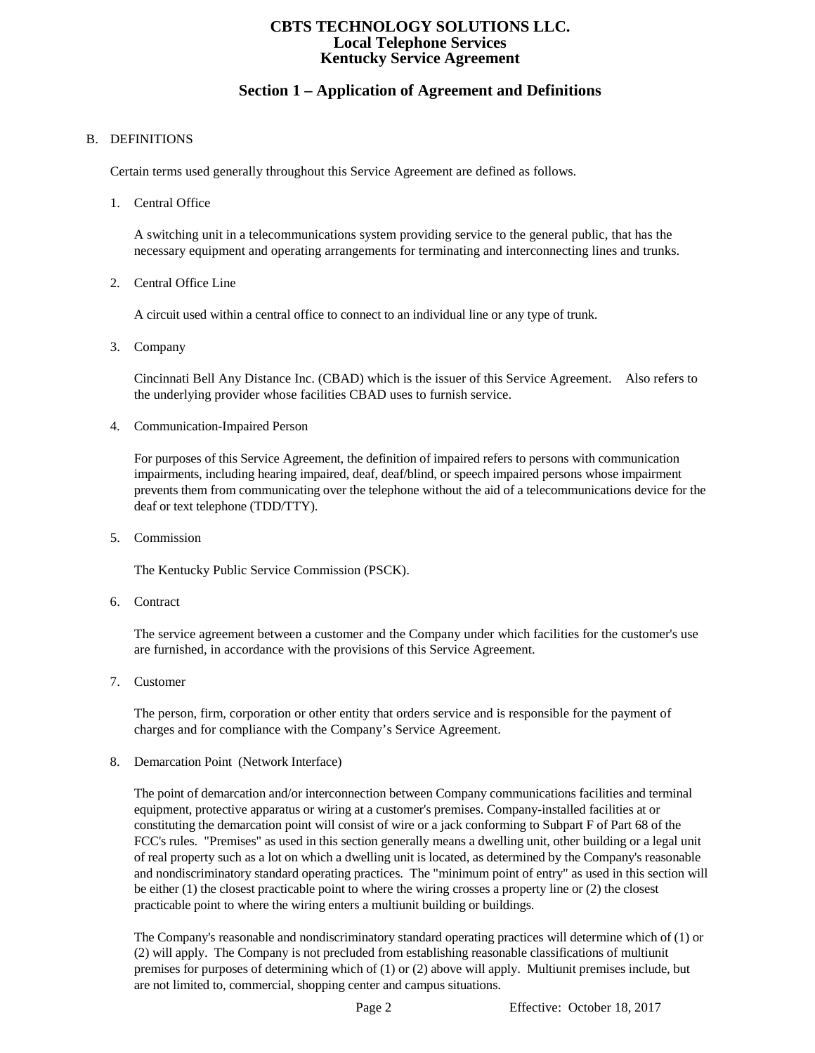## Section 1 – Application of Agreement and Definitions

B. DEFINITIONS

Certain terms used generally throughout this Service Agreement are defined as follows.

1. Central Office

   A switching unit in a telecommunications system providing service to the general public, that has the necessary equipment and operating arrangements for terminating and interconnecting lines and trunks.

2. Central Office Line

   A circuit used within a central office to connect to an individual line or any type of trunk.

3. Company

   Cincinnati Bell Any Distance Inc. (CBAD) which is the issuer of this Service Agreement. Also refers to the underlying provider whose facilities CBAD uses to furnish service.

4. Communication-Impaired Person

   For purposes of this Service Agreement, the definition of impaired refers to persons with communication impairments, including hearing impaired, deaf, deaf/blind, or speech impaired persons whose impairment prevents them from communicating over the telephone without the aid of a telecommunications device for the deaf or text telephone (TDD/TTY).

5. Commission

   The Kentucky Public Service Commission (PSCK).

6. Contract

   The service agreement between a customer and the Company under which facilities for the customer's use are furnished, in accordance with the provisions of this Service Agreement.

7. Customer

   The person, firm, corporation or other entity that orders service and is responsible for the payment of charges and for compliance with the Company's Service Agreement.

8. Demarcation Point (Network Interface)

   The point of demarcation and/or interconnection between Company communications facilities and terminal equipment, protective apparatus or wiring at a customer's premises. Company-installed facilities at or constituting the demarcation point will consist of wire or a jack conforming to Subpart F of Part 68 of the FCC's rules. "Premises" as used in this section generally means a dwelling unit, other building or a legal unit of real property such as a lot on which a dwelling unit is located, as determined by the Company's reasonable and nondiscriminatory standard operating practices. The "minimum point of entry" as used in this section will be either (1) the closest practicable point to where the wiring crosses a property line or (2) the closest practicable point to where the wiring enters a multiunit building or buildings.

   The Company's reasonable and nondiscriminatory standard operating practices will determine which of (1) or (2) will apply. The Company is not precluded from establishing reasonable classifications of multiunit premises for purposes of determining which of (1) or (2) above will apply. Multiunit premises include, but are not limited to, commercial, shopping center and campus situations.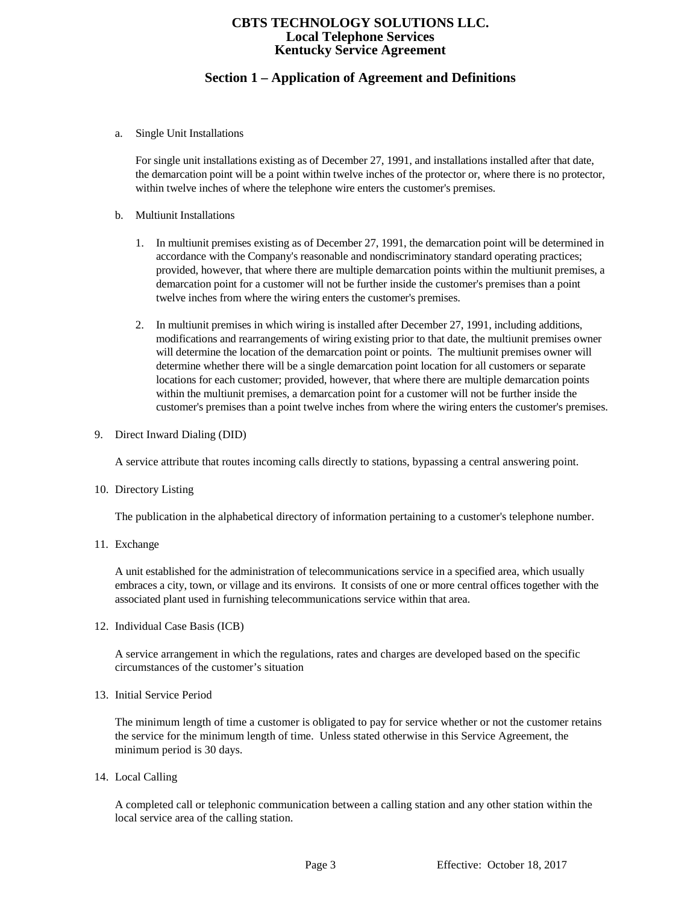a. Single Unit Installations

   For single unit installations existing as of December 27, 1991, and installations installed after that date, the demarcation point will be a point within twelve inches of the protector or, where there is no protector, within twelve inches of where the telephone wire enters the customer's premises.

b. Multiunit Installations

   1. In multiunit premises existing as of December 27, 1991, the demarcation point will be determined in accordance with the Company's reasonable and nondiscriminatory standard operating practices; provided, however, that where there are multiple demarcation points within the multiunit premises, a demarcation point for a customer will not be further inside the customer's premises than a point twelve inches from where the wiring enters the customer's premises.

   2. In multiunit premises in which wiring is installed after December 27, 1991, including additions, modifications and rearrangements of wiring existing prior to that date, the multiunit premises owner will determine the location of the demarcation point or points. The multiunit premises owner will determine whether there will be a single demarcation point location for all customers or separate locations for each customer; provided, however, that where there are multiple demarcation points within the multiunit premises, a demarcation point for a customer will not be further inside the customer's premises than a point twelve inches from where the wiring enters the customer's premises.

9. Direct Inward Dialing (DID)

   A service attribute that routes incoming calls directly to stations, bypassing a central answering point.

10. Directory Listing

    The publication in the alphabetical directory of information pertaining to a customer's telephone number.

11. Exchange

    A unit established for the administration of telecommunications service in a specified area, which usually embraces a city, town, or village and its environs. It consists of one or more central offices together with the associated plant used in furnishing telecommunications service within that area.

12. Individual Case Basis (ICB)

    A service arrangement in which the regulations, rates and charges are developed based on the specific circumstances of the customer’s situation

13. Initial Service Period

    The minimum length of time a customer is obligated to pay for service whether or not the customer retains the service for the minimum length of time. Unless stated otherwise in this Service Agreement, the minimum period is 30 days.

14. Local Calling

    A completed call or telephonic communication between a calling station and any other station within the local service area of the calling station.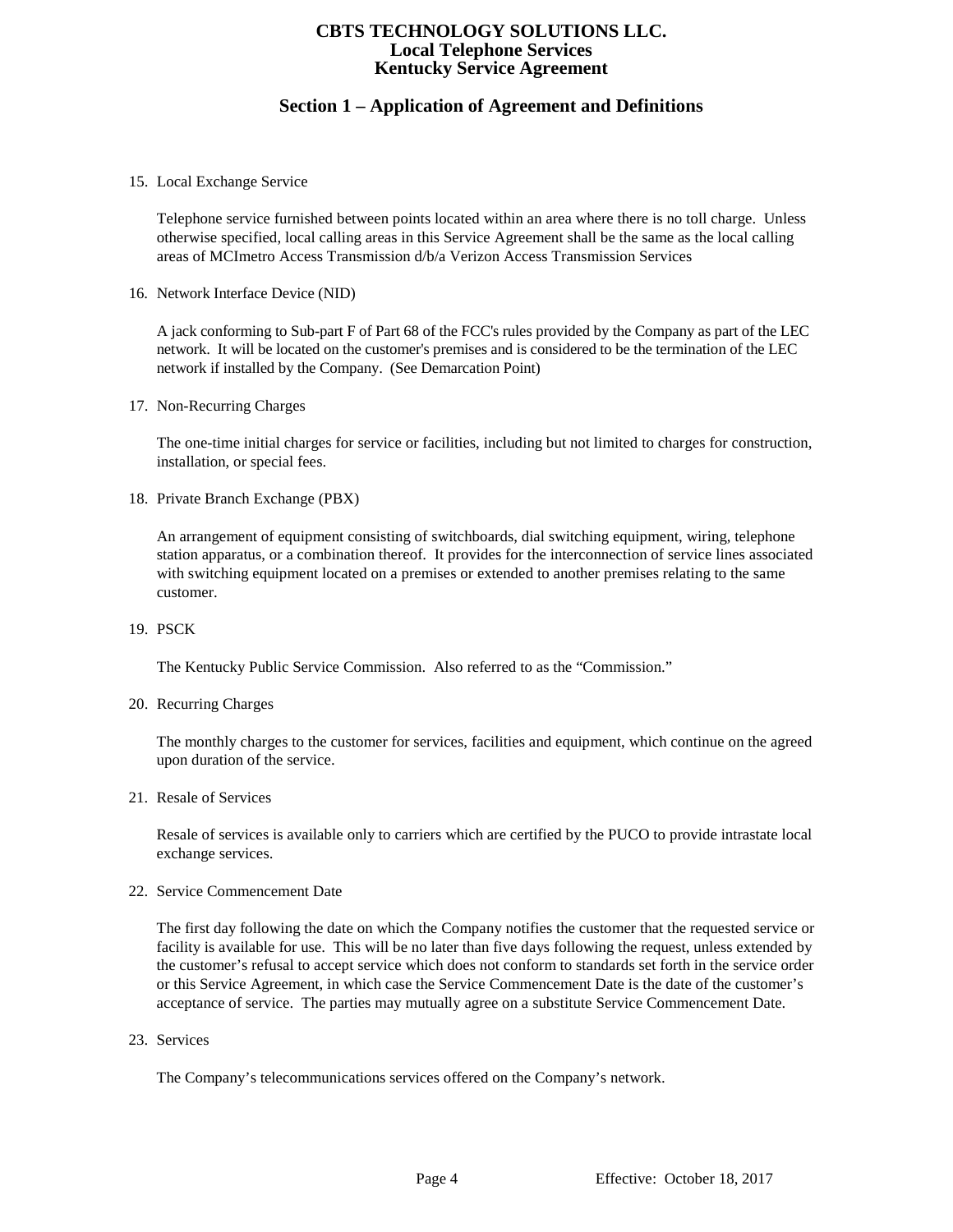## Section 1 – Application of Agreement and Definitions

15. Local Exchange Service

    Telephone service furnished between points located within an area where there is no toll charge. Unless otherwise specified, local calling areas in this Service Agreement shall be the same as the local calling areas of MCImetro Access Transmission d/b/a Verizon Access Transmission Services

16. Network Interface Device (NID)

    A jack conforming to Sub-part F of Part 68 of the FCC's rules provided by the Company as part of the LEC network. It will be located on the customer's premises and is considered to be the termination of the LEC network if installed by the Company. (See Demarcation Point)

17. Non-Recurring Charges

    The one-time initial charges for service or facilities, including but not limited to charges for construction, installation, or special fees.

18. Private Branch Exchange (PBX)

    An arrangement of equipment consisting of switchboards, dial switching equipment, wiring, telephone station apparatus, or a combination thereof. It provides for the interconnection of service lines associated with switching equipment located on a premises or extended to another premises relating to the same customer.

19. PSCK

    The Kentucky Public Service Commission. Also referred to as the "Commission."

20. Recurring Charges

    The monthly charges to the customer for services, facilities and equipment, which continue on the agreed upon duration of the service.

21. Resale of Services

    Resale of services is available only to carriers which are certified by the PUCO to provide intrastate local exchange services.

22. Service Commencement Date

    The first day following the date on which the Company notifies the customer that the requested service or facility is available for use. This will be no later than five days following the request, unless extended by the customer's refusal to accept service which does not conform to standards set forth in the service order or this Service Agreement, in which case the Service Commencement Date is the date of the customer's acceptance of service. The parties may mutually agree on a substitute Service Commencement Date.

23. Services

    The Company's telecommunications services offered on the Company's network.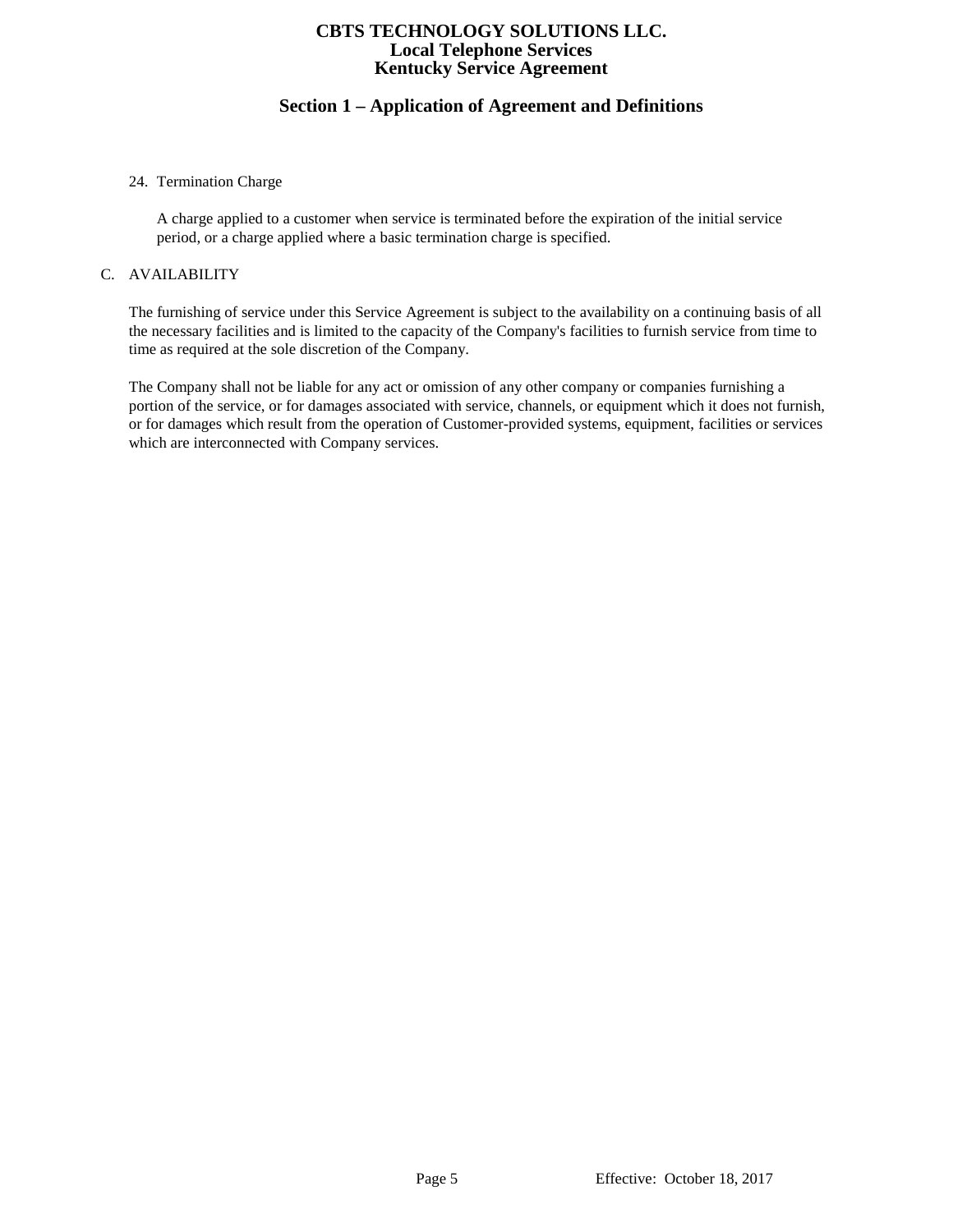24. Termination Charge

    A charge applied to a customer when service is terminated before the expiration of the initial service period, or a charge applied where a basic termination charge is specified.

C. AVAILABILITY

The furnishing of service under this Service Agreement is subject to the availability on a continuing basis of all the necessary facilities and is limited to the capacity of the Company's facilities to furnish service from time to time as required at the sole discretion of the Company.

The Company shall not be liable for any act or omission of any other company or companies furnishing a portion of the service, or for damages associated with service, channels, or equipment which it does not furnish, or for damages which result from the operation of Customer-provided systems, equipment, facilities or services which are interconnected with Company services.